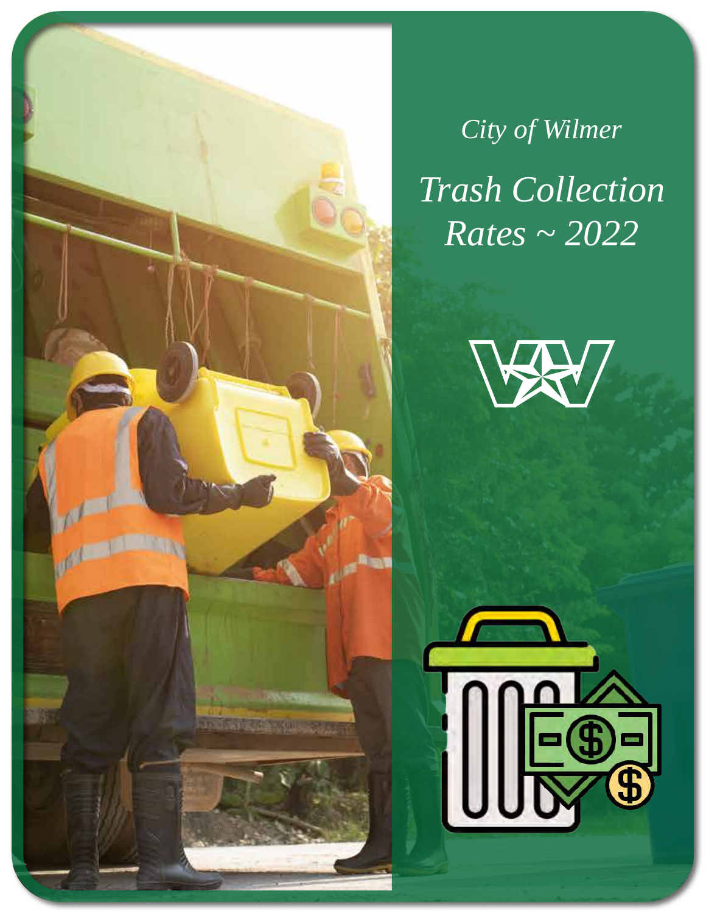*City of Wilmer*

# *Trash Collection Rates ~ 2022*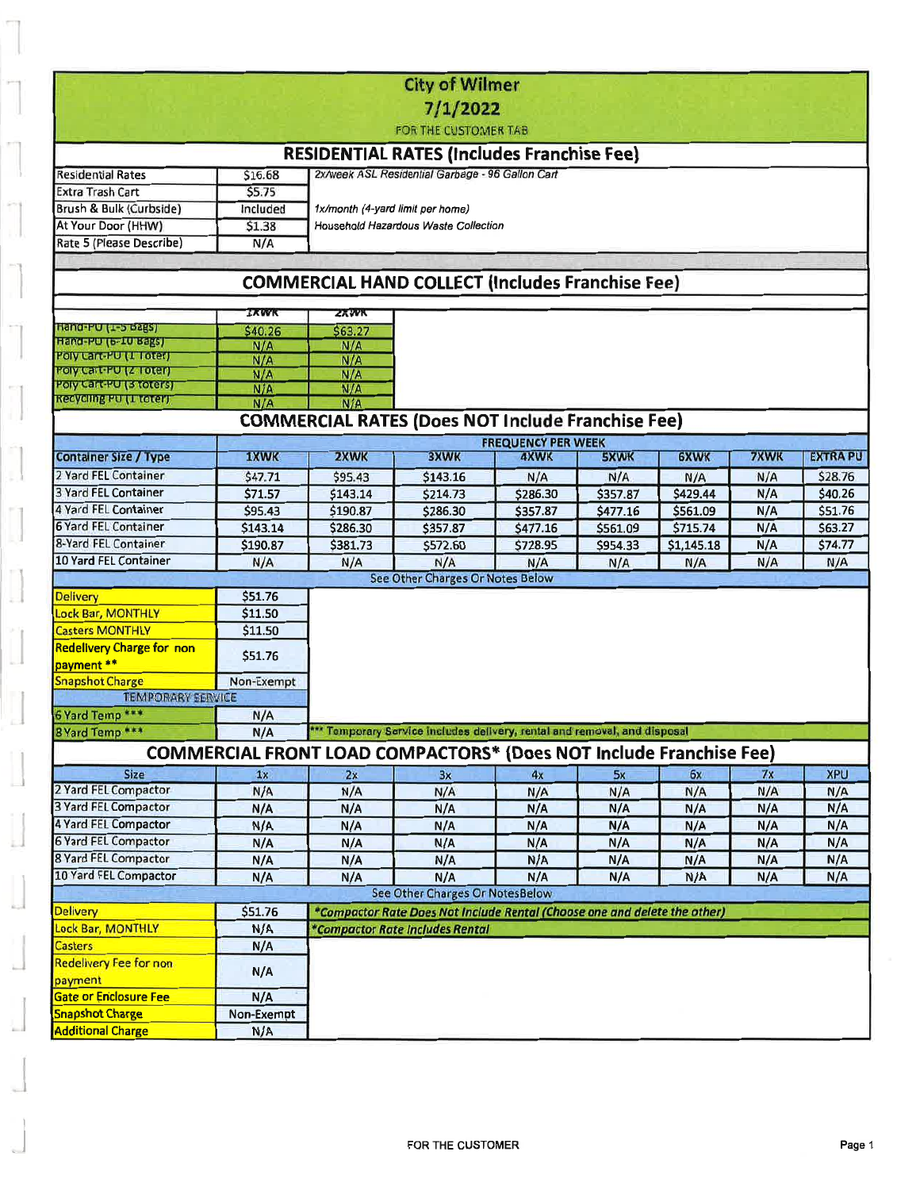# City of Wilmer

## 7/1/2022

FOR THE CUSTOMER TAB

## RESIDENTIAL RATES (Includes Franchise Fee)

| | | |
|---|---|---|
| Residential Rates | $16.68 | *2x/week ASL Residential Garbage - 96 Gallon Cart* |
| Extra Trash Cart | $5.75 | |
| Brush & Bulk (Curbside) | Included | *1x/month (4-yard limit per home)* |
| At Your Door (HHW) | $1.38 | *Household Hazardous Waste Collection* |
| Rate 5 (Please Describe) | N/A | |

## COMMERCIAL HAND COLLECT (Includes Franchise Fee)

| | 1XWK | 2XWK |
|---|---|---|
| Hand-PU (1-5 Bags) | $40.26 | $63.27 |
| Hand-PU (6-10 Bags) | N/A | N/A |
| Poly Cart-PU (1 Toter) | N/A | N/A |
| Poly Cart-PU (2 Toter) | N/A | N/A |
| Poly Cart-PU (3 Toters) | N/A | N/A |
| Recycling PU (1 Toter) | N/A | N/A |

## COMMERCIAL RATES (Does NOT Include Franchise Fee)

| | FREQUENCY PER WEEK | | | | | | | |
|---|---|---|---|---|---|---|---|---|
| Container Size / Type | 1XWK | 2XWK | 3XWK | 4XWK | 5XWK | 6XWK | 7XWK | EXTRA PU |
| 2 Yard FEL Container | $47.71 | $95.43 | $143.16 | N/A | N/A | N/A | N/A | $28.76 |
| 3 Yard FEL Container | $71.57 | $143.14 | $214.73 | $286.30 | $357.87 | $429.44 | N/A | $40.26 |
| 4 Yard FEL Container | $95.43 | $190.87 | $286.30 | $357.87 | $477.16 | $561.09 | N/A | $51.76 |
| 6 Yard FEL Container | $143.14 | $286.30 | $357.87 | $477.16 | $561.09 | $715.74 | N/A | $63.27 |
| 8-Yard FEL Container | $190.87 | $381.73 | $572.60 | $728.95 | $954.33 | $1,145.18 | N/A | $74.77 |
| 10 Yard FEL Container | N/A | N/A | N/A | N/A | N/A | N/A | N/A | N/A |

See Other Charges Or Notes Below

| | | |
|---|---|---|
| Delivery | $51.76 | |
| Lock Bar, MONTHLY | $11.50 | |
| Casters MONTHLY | $11.50 | |
| Redelivery Charge for non payment ** | $51.76 | |
| Snapshot Charge | Non-Exempt | |
| TEMPORARY SERVICE | | |
| 6 Yard Temp *** | N/A | |
| 8 Yard Temp *** | N/A | *** Temporary Service includes delivery, rental and removal, and disposal |

## COMMERCIAL FRONT LOAD COMPACTORS* (Does NOT Include Franchise Fee)

| Size | 1x | 2x | 3x | 4x | 5x | 6x | 7x | XPU |
|---|---|---|---|---|---|---|---|---|
| 2 Yard FEL Compactor | N/A | N/A | N/A | N/A | N/A | N/A | N/A | N/A |
| 3 Yard FEL Compactor | N/A | N/A | N/A | N/A | N/A | N/A | N/A | N/A |
| 4 Yard FEL Compactor | N/A | N/A | N/A | N/A | N/A | N/A | N/A | N/A |
| 6 Yard FEL Compactor | N/A | N/A | N/A | N/A | N/A | N/A | N/A | N/A |
| 8 Yard FEL Compactor | N/A | N/A | N/A | N/A | N/A | N/A | N/A | N/A |
| 10 Yard FEL Compactor | N/A | N/A | N/A | N/A | N/A | N/A | N/A | N/A |

See Other Charges Or NotesBelow

| | | |
|---|---|---|
| Delivery | $51.76 | *\*Compactor Rate Does Not Include Rental (Choose one and delete the other)* |
| Lock Bar, MONTHLY | N/A | *\*Compactor Rate Includes Rental* |
| Casters | N/A | |
| Redelivery Fee for non payment | N/A | |
| Gate or Enclosure Fee | N/A | |
| Snapshot Charge | Non-Exempt | |
| Additional Charge | N/A | |

FOR THE CUSTOMER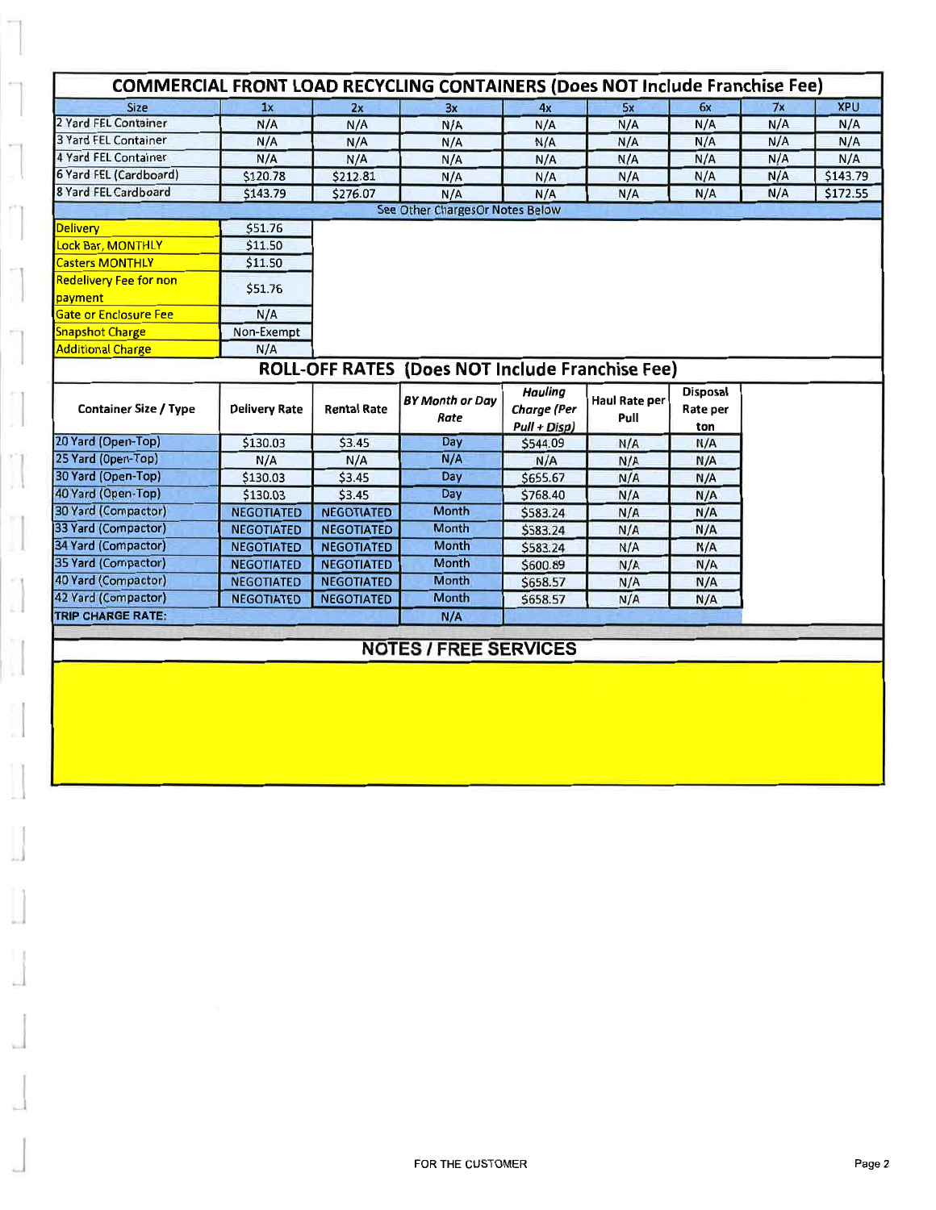## COMMERCIAL FRONT LOAD RECYCLING CONTAINERS (Does NOT Include Franchise Fee)

| Size | 1x | 2x | 3x | 4x | 5x | 6x | 7x | XPU |
|---|---|---|---|---|---|---|---|---|
| 2 Yard FEL Container | N/A | N/A | N/A | N/A | N/A | N/A | N/A | N/A |
| 3 Yard FEL Container | N/A | N/A | N/A | N/A | N/A | N/A | N/A | N/A |
| 4 Yard FEL Container | N/A | N/A | N/A | N/A | N/A | N/A | N/A | N/A |
| 6 Yard FEL (Cardboard) | $120.78 | $212.81 | N/A | N/A | N/A | N/A | N/A | $143.79 |
| 8 Yard FEL Cardboard | $143.79 | $276.07 | N/A | N/A | N/A | N/A | N/A | $172.55 |

See Other ChargesOr Notes Below

| Charge | Amount |
|---|---|
| Delivery | $51.76 |
| Lock Bar, MONTHLY | $11.50 |
| Casters MONTHLY | $11.50 |
| Redelivery Fee for non payment | $51.76 |
| Gate or Enclosure Fee | N/A |
| Snapshot Charge | Non-Exempt |
| Additional Charge | N/A |

## ROLL-OFF RATES (Does NOT Include Franchise Fee)

| Container Size / Type | Delivery Rate | Rental Rate | *BY Month or Day Rate* | *Hauling Charge (Per Pull + Disp)* | Haul Rate per Pull | Disposal Rate per ton |
|---|---|---|---|---|---|---|
| 20 Yard (Open-Top) | $130.03 | $3.45 | Day | $544.09 | N/A | N/A |
| 25 Yard (Open-Top) | N/A | N/A | N/A | N/A | N/A | N/A |
| 30 Yard (Open-Top) | $130.03 | $3.45 | Day | $655.67 | N/A | N/A |
| 40 Yard (Open-Top) | $130.03 | $3.45 | Day | $768.40 | N/A | N/A |
| 30 Yard (Compactor) | NEGOTIATED | NEGOTIATED | Month | $583.24 | N/A | N/A |
| 33 Yard (Compactor) | NEGOTIATED | NEGOTIATED | Month | $583.24 | N/A | N/A |
| 34 Yard (Compactor) | NEGOTIATED | NEGOTIATED | Month | $583.24 | N/A | N/A |
| 35 Yard (Compactor) | NEGOTIATED | NEGOTIATED | Month | $600.89 | N/A | N/A |
| 40 Yard (Compactor) | NEGOTIATED | NEGOTIATED | Month | $658.57 | N/A | N/A |
| 42 Yard (Compactor) | NEGOTIATED | NEGOTIATED | Month | $658.57 | N/A | N/A |
| TRIP CHARGE RATE: | | | N/A | | | |

## NOTES / FREE SERVICES

FOR THE CUSTOMER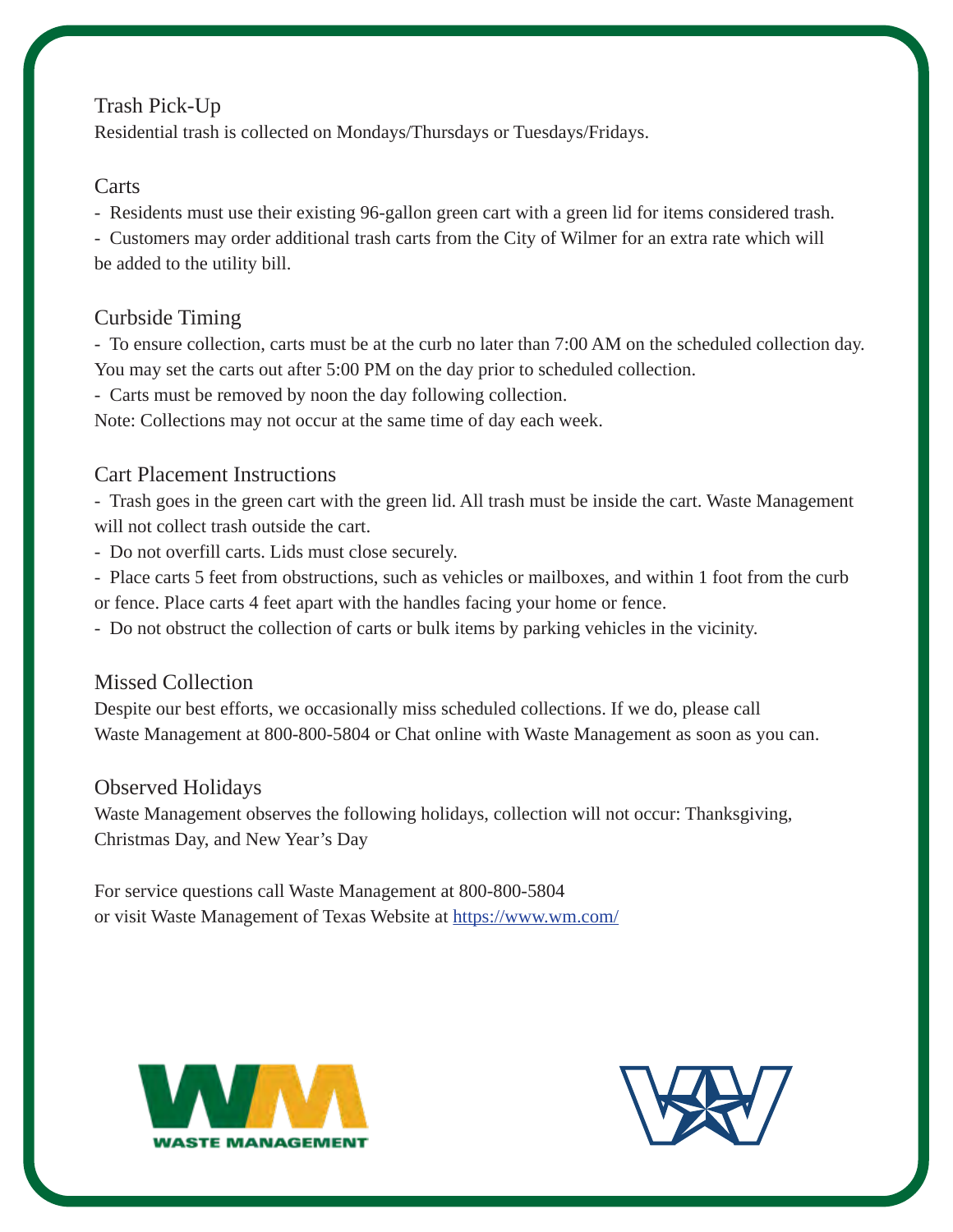## Trash Pick-Up

Residential trash is collected on Mondays/Thursdays or Tuesdays/Fridays.

## Carts

- Residents must use their existing 96-gallon green cart with a green lid for items considered trash.
- Customers may order additional trash carts from the City of Wilmer for an extra rate which will be added to the utility bill.

## Curbside Timing

- To ensure collection, carts must be at the curb no later than 7:00 AM on the scheduled collection day. You may set the carts out after 5:00 PM on the day prior to scheduled collection.
- Carts must be removed by noon the day following collection.

Note: Collections may not occur at the same time of day each week.

## Cart Placement Instructions

- Trash goes in the green cart with the green lid. All trash must be inside the cart. Waste Management will not collect trash outside the cart.
- Do not overfill carts. Lids must close securely.
- Place carts 5 feet from obstructions, such as vehicles or mailboxes, and within 1 foot from the curb or fence. Place carts 4 feet apart with the handles facing your home or fence.
- Do not obstruct the collection of carts or bulk items by parking vehicles in the vicinity.

## Missed Collection

Despite our best efforts, we occasionally miss scheduled collections. If we do, please call Waste Management at 800-800-5804 or Chat online with Waste Management as soon as you can.

## Observed Holidays

Waste Management observes the following holidays, collection will not occur: Thanksgiving, Christmas Day, and New Year's Day

For service questions call Waste Management at 800-800-5804 or visit Waste Management of Texas Website at https://www.wm.com/

WASTE MANAGEMENT